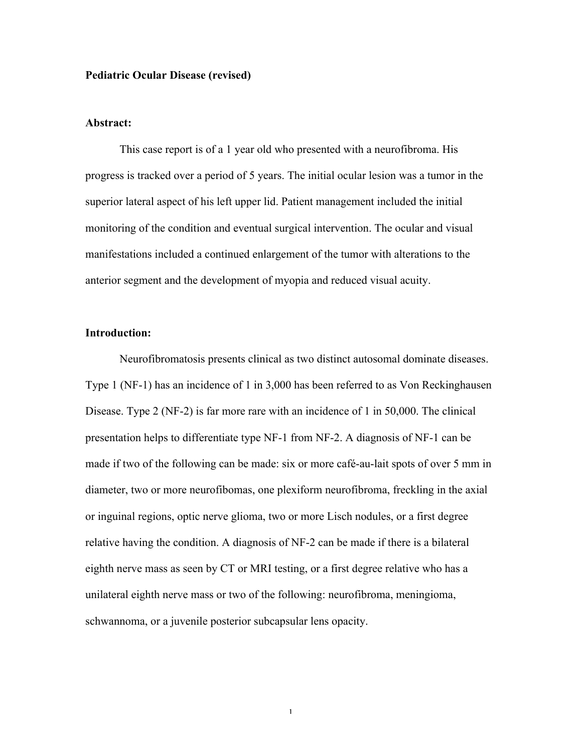**Pediatric Ocular Disease (revised)**

**Abstract:**

This case report is of a 1 year old who presented with a neurofibroma. His progress is tracked over a period of 5 years. The initial ocular lesion was a tumor in the superior lateral aspect of his left upper lid. Patient management included the initial monitoring of the condition and eventual surgical intervention. The ocular and visual manifestations included a continued enlargement of the tumor with alterations to the anterior segment and the development of myopia and reduced visual acuity.

**Introduction:**

Neurofibromatosis presents clinical as two distinct autosomal dominate diseases. Type 1 (NF-1) has an incidence of 1 in 3,000 has been referred to as Von Reckinghausen Disease. Type 2 (NF-2) is far more rare with an incidence of 1 in 50,000. The clinical presentation helps to differentiate type NF-1 from NF-2. A diagnosis of NF-1 can be made if two of the following can be made: six or more café-au-lait spots of over 5 mm in diameter, two or more neurofibomas, one plexiform neurofibroma, freckling in the axial or inguinal regions, optic nerve glioma, two or more Lisch nodules, or a first degree relative having the condition. A diagnosis of NF-2 can be made if there is a bilateral eighth nerve mass as seen by CT or MRI testing, or a first degree relative who has a unilateral eighth nerve mass or two of the following: neurofibroma, meningioma, schwannoma, or a juvenile posterior subcapsular lens opacity.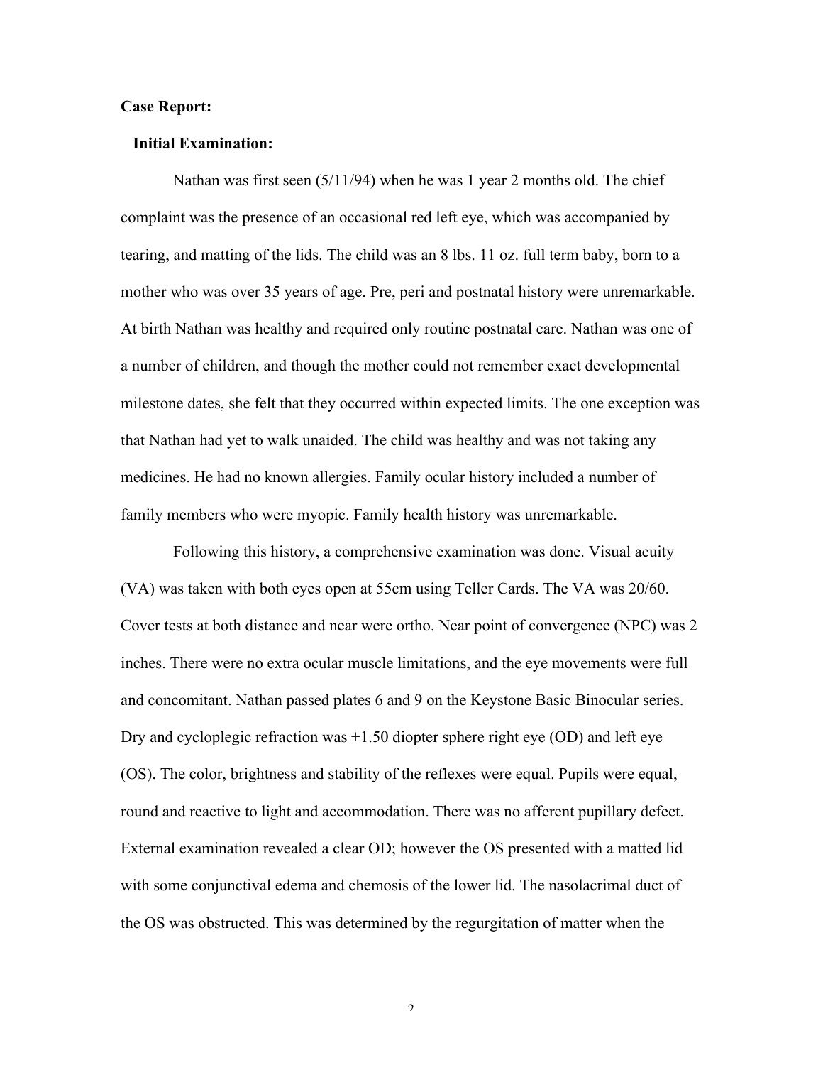**Case Report:**

**Initial Examination:**

Nathan was first seen (5/11/94) when he was 1 year 2 months old. The chief complaint was the presence of an occasional red left eye, which was accompanied by tearing, and matting of the lids. The child was an 8 lbs. 11 oz. full term baby, born to a mother who was over 35 years of age. Pre, peri and postnatal history were unremarkable. At birth Nathan was healthy and required only routine postnatal care. Nathan was one of a number of children, and though the mother could not remember exact developmental milestone dates, she felt that they occurred within expected limits. The one exception was that Nathan had yet to walk unaided. The child was healthy and was not taking any medicines. He had no known allergies. Family ocular history included a number of family members who were myopic. Family health history was unremarkable.

Following this history, a comprehensive examination was done. Visual acuity (VA) was taken with both eyes open at 55cm using Teller Cards. The VA was 20/60. Cover tests at both distance and near were ortho. Near point of convergence (NPC) was 2 inches. There were no extra ocular muscle limitations, and the eye movements were full and concomitant. Nathan passed plates 6 and 9 on the Keystone Basic Binocular series. Dry and cycloplegic refraction was +1.50 diopter sphere right eye (OD) and left eye (OS). The color, brightness and stability of the reflexes were equal. Pupils were equal, round and reactive to light and accommodation. There was no afferent pupillary defect. External examination revealed a clear OD; however the OS presented with a matted lid with some conjunctival edema and chemosis of the lower lid. The nasolacrimal duct of the OS was obstructed. This was determined by the regurgitation of matter when the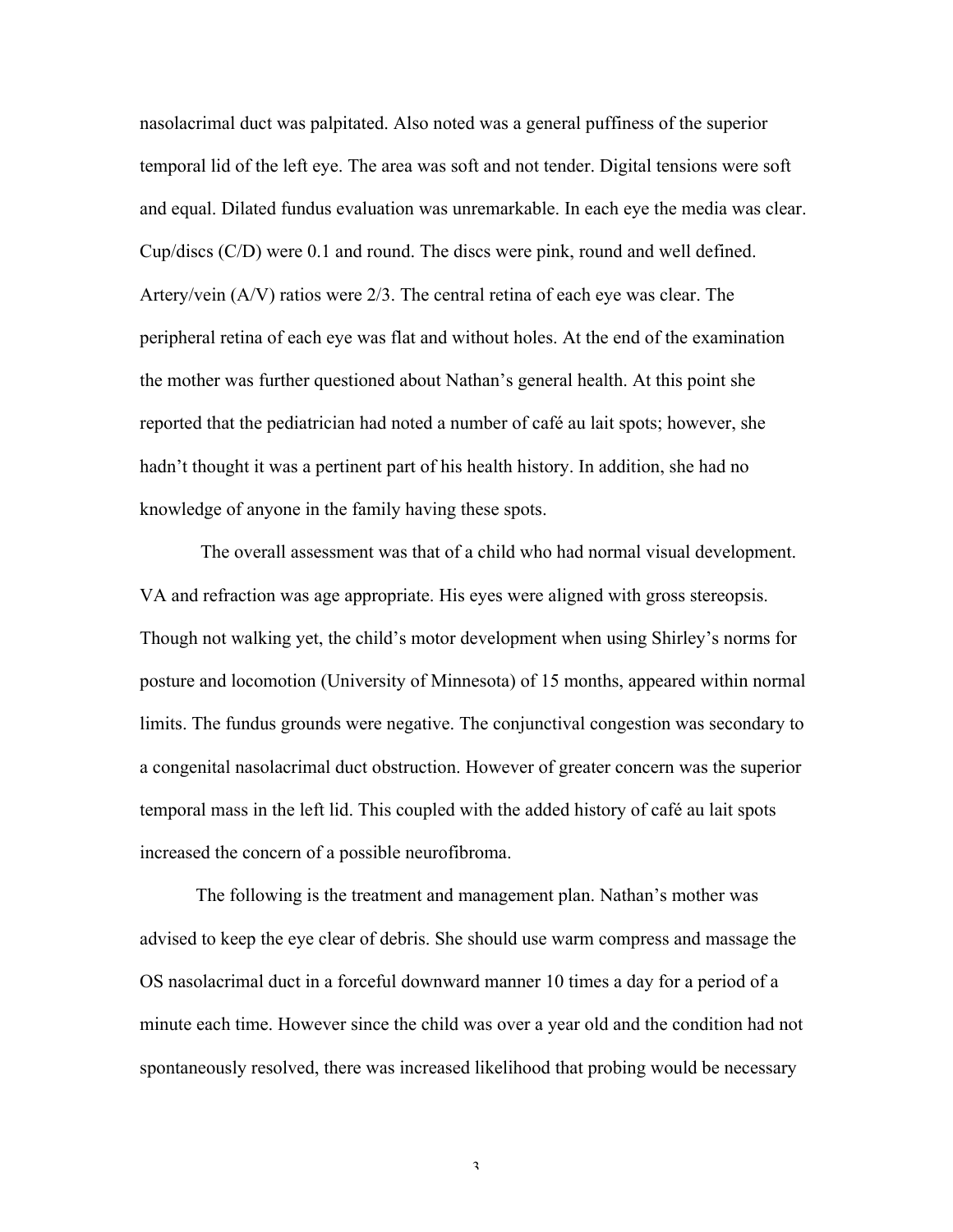nasolacrimal duct was palpitated. Also noted was a general puffiness of the superior temporal lid of the left eye. The area was soft and not tender. Digital tensions were soft and equal. Dilated fundus evaluation was unremarkable. In each eye the media was clear. Cup/discs (C/D) were 0.1 and round. The discs were pink, round and well defined. Artery/vein (A/V) ratios were 2/3. The central retina of each eye was clear. The peripheral retina of each eye was flat and without holes. At the end of the examination the mother was further questioned about Nathan's general health. At this point she reported that the pediatrician had noted a number of café au lait spots; however, she hadn't thought it was a pertinent part of his health history. In addition, she had no knowledge of anyone in the family having these spots.

The overall assessment was that of a child who had normal visual development. VA and refraction was age appropriate. His eyes were aligned with gross stereopsis. Though not walking yet, the child's motor development when using Shirley's norms for posture and locomotion (University of Minnesota) of 15 months, appeared within normal limits. The fundus grounds were negative. The conjunctival congestion was secondary to a congenital nasolacrimal duct obstruction. However of greater concern was the superior temporal mass in the left lid. This coupled with the added history of café au lait spots increased the concern of a possible neurofibroma.

The following is the treatment and management plan. Nathan's mother was advised to keep the eye clear of debris. She should use warm compress and massage the OS nasolacrimal duct in a forceful downward manner 10 times a day for a period of a minute each time. However since the child was over a year old and the condition had not spontaneously resolved, there was increased likelihood that probing would be necessary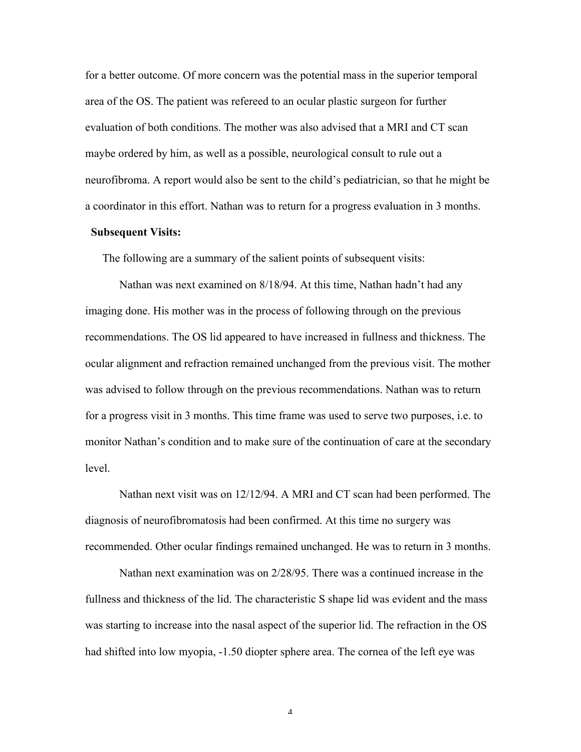for a better outcome. Of more concern was the potential mass in the superior temporal area of the OS. The patient was refereed to an ocular plastic surgeon for further evaluation of both conditions. The mother was also advised that a MRI and CT scan maybe ordered by him, as well as a possible, neurological consult to rule out a neurofibroma. A report would also be sent to the child's pediatrician, so that he might be a coordinator in this effort. Nathan was to return for a progress evaluation in 3 months.

**Subsequent Visits:**

The following are a summary of the salient points of subsequent visits:

Nathan was next examined on 8/18/94. At this time, Nathan hadn't had any imaging done. His mother was in the process of following through on the previous recommendations. The OS lid appeared to have increased in fullness and thickness. The ocular alignment and refraction remained unchanged from the previous visit. The mother was advised to follow through on the previous recommendations. Nathan was to return for a progress visit in 3 months. This time frame was used to serve two purposes, i.e. to monitor Nathan's condition and to make sure of the continuation of care at the secondary level.

Nathan next visit was on 12/12/94. A MRI and CT scan had been performed. The diagnosis of neurofibromatosis had been confirmed. At this time no surgery was recommended. Other ocular findings remained unchanged. He was to return in 3 months.

Nathan next examination was on 2/28/95. There was a continued increase in the fullness and thickness of the lid. The characteristic S shape lid was evident and the mass was starting to increase into the nasal aspect of the superior lid. The refraction in the OS had shifted into low myopia, -1.50 diopter sphere area. The cornea of the left eye was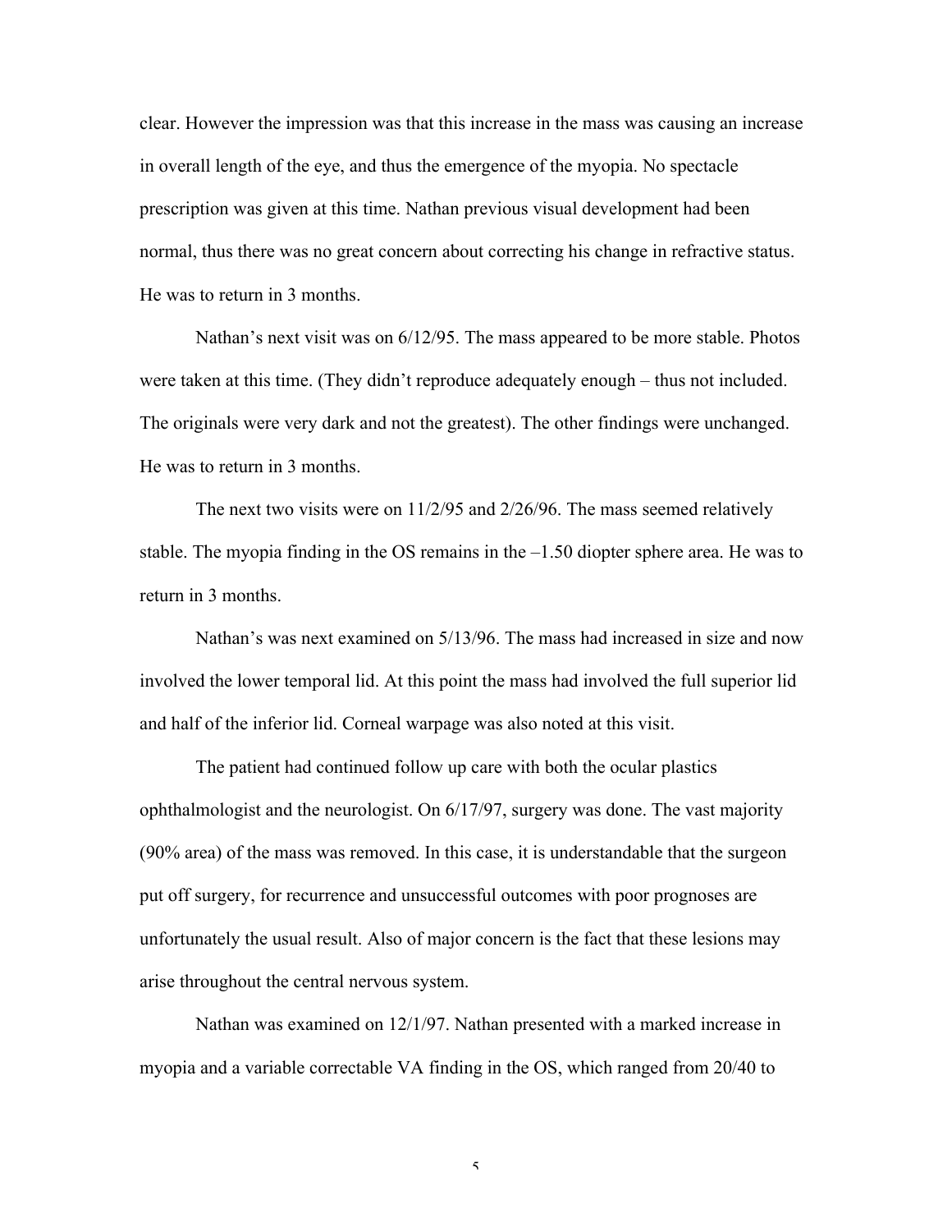clear. However the impression was that this increase in the mass was causing an increase in overall length of the eye, and thus the emergence of the myopia. No spectacle prescription was given at this time. Nathan previous visual development had been normal, thus there was no great concern about correcting his change in refractive status. He was to return in 3 months.

Nathan's next visit was on 6/12/95. The mass appeared to be more stable. Photos were taken at this time. (They didn't reproduce adequately enough – thus not included. The originals were very dark and not the greatest). The other findings were unchanged. He was to return in 3 months.

The next two visits were on 11/2/95 and 2/26/96. The mass seemed relatively stable. The myopia finding in the OS remains in the –1.50 diopter sphere area. He was to return in 3 months.

Nathan's was next examined on 5/13/96. The mass had increased in size and now involved the lower temporal lid. At this point the mass had involved the full superior lid and half of the inferior lid. Corneal warpage was also noted at this visit.

The patient had continued follow up care with both the ocular plastics ophthalmologist and the neurologist. On 6/17/97, surgery was done. The vast majority (90% area) of the mass was removed. In this case, it is understandable that the surgeon put off surgery, for recurrence and unsuccessful outcomes with poor prognoses are unfortunately the usual result. Also of major concern is the fact that these lesions may arise throughout the central nervous system.

Nathan was examined on 12/1/97. Nathan presented with a marked increase in myopia and a variable correctable VA finding in the OS, which ranged from 20/40 to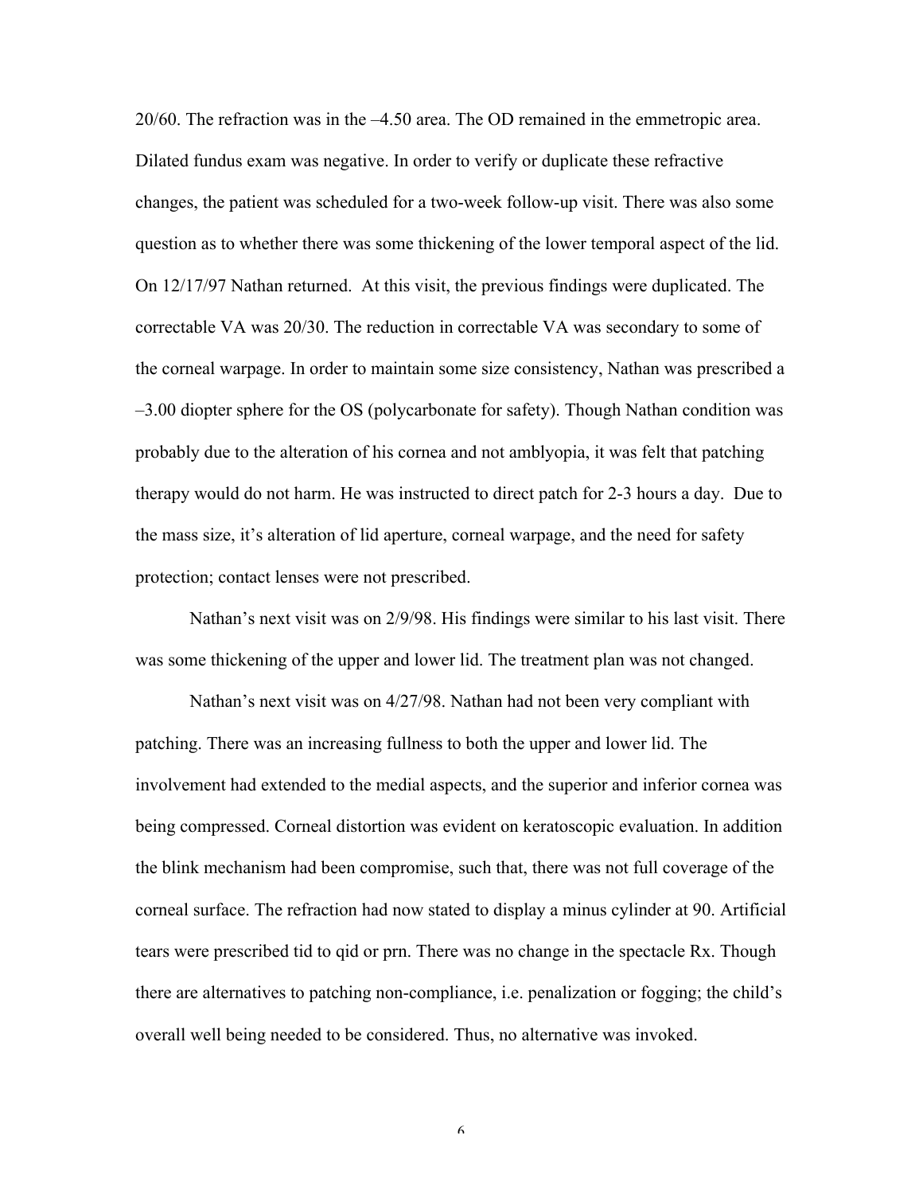20/60. The refraction was in the –4.50 area. The OD remained in the emmetropic area. Dilated fundus exam was negative. In order to verify or duplicate these refractive changes, the patient was scheduled for a two-week follow-up visit. There was also some question as to whether there was some thickening of the lower temporal aspect of the lid. On 12/17/97 Nathan returned. At this visit, the previous findings were duplicated. The correctable VA was 20/30. The reduction in correctable VA was secondary to some of the corneal warpage. In order to maintain some size consistency, Nathan was prescribed a –3.00 diopter sphere for the OS (polycarbonate for safety). Though Nathan condition was probably due to the alteration of his cornea and not amblyopia, it was felt that patching therapy would do not harm. He was instructed to direct patch for 2-3 hours a day. Due to the mass size, it's alteration of lid aperture, corneal warpage, and the need for safety protection; contact lenses were not prescribed.

Nathan's next visit was on 2/9/98. His findings were similar to his last visit. There was some thickening of the upper and lower lid. The treatment plan was not changed.

Nathan's next visit was on 4/27/98. Nathan had not been very compliant with patching. There was an increasing fullness to both the upper and lower lid. The involvement had extended to the medial aspects, and the superior and inferior cornea was being compressed. Corneal distortion was evident on keratoscopic evaluation. In addition the blink mechanism had been compromise, such that, there was not full coverage of the corneal surface. The refraction had now stated to display a minus cylinder at 90. Artificial tears were prescribed tid to qid or prn. There was no change in the spectacle Rx. Though there are alternatives to patching non-compliance, i.e. penalization or fogging; the child's overall well being needed to be considered. Thus, no alternative was invoked.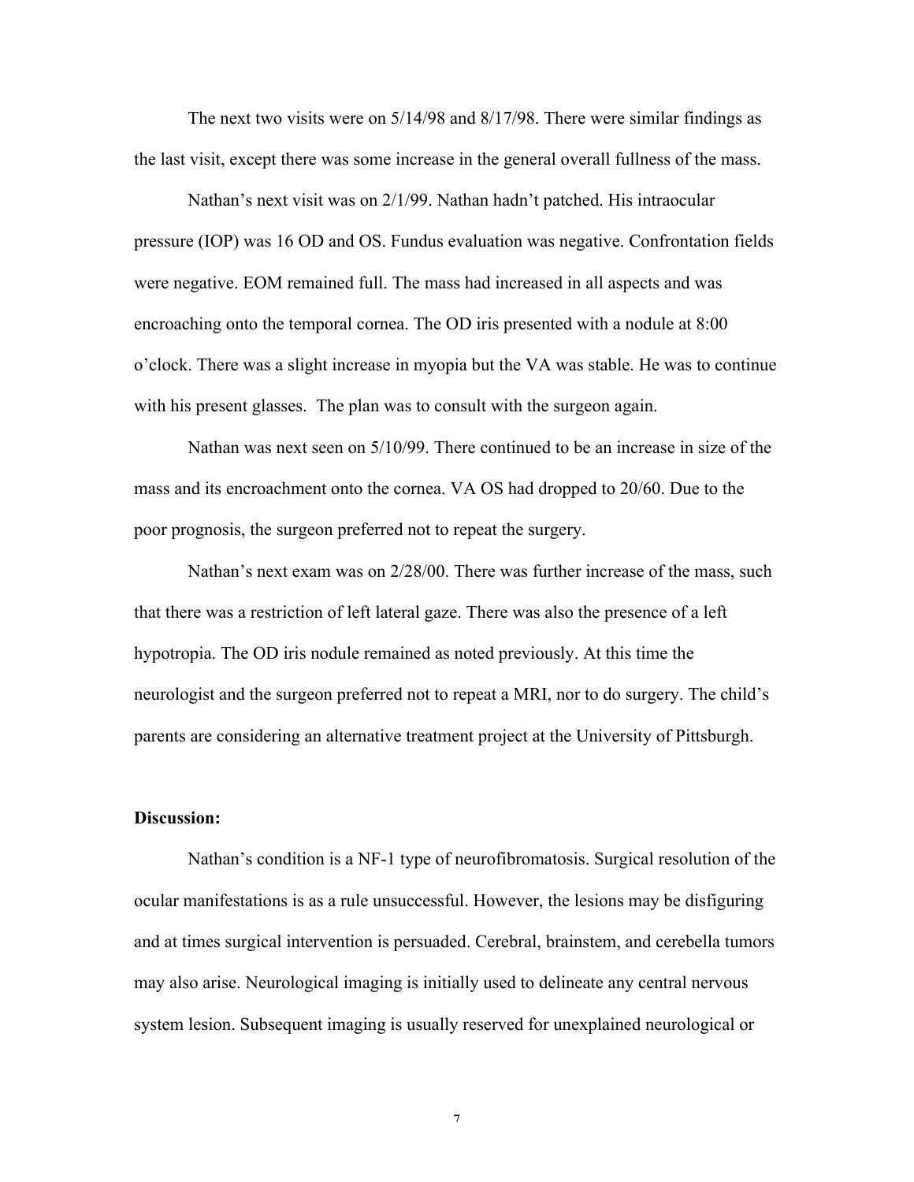The next two visits were on 5/14/98 and 8/17/98. There were similar findings as the last visit, except there was some increase in the general overall fullness of the mass.

Nathan's next visit was on 2/1/99. Nathan hadn't patched. His intraocular pressure (IOP) was 16 OD and OS. Fundus evaluation was negative. Confrontation fields were negative. EOM remained full. The mass had increased in all aspects and was encroaching onto the temporal cornea. The OD iris presented with a nodule at 8:00 o'clock. There was a slight increase in myopia but the VA was stable. He was to continue with his present glasses. The plan was to consult with the surgeon again.

Nathan was next seen on 5/10/99. There continued to be an increase in size of the mass and its encroachment onto the cornea. VA OS had dropped to 20/60. Due to the poor prognosis, the surgeon preferred not to repeat the surgery.

Nathan's next exam was on 2/28/00. There was further increase of the mass, such that there was a restriction of left lateral gaze. There was also the presence of a left hypotropia. The OD iris nodule remained as noted previously. At this time the neurologist and the surgeon preferred not to repeat a MRI, nor to do surgery. The child's parents are considering an alternative treatment project at the University of Pittsburgh.

**Discussion:**

Nathan's condition is a NF-1 type of neurofibromatosis. Surgical resolution of the ocular manifestations is as a rule unsuccessful. However, the lesions may be disfiguring and at times surgical intervention is persuaded. Cerebral, brainstem, and cerebella tumors may also arise. Neurological imaging is initially used to delineate any central nervous system lesion. Subsequent imaging is usually reserved for unexplained neurological or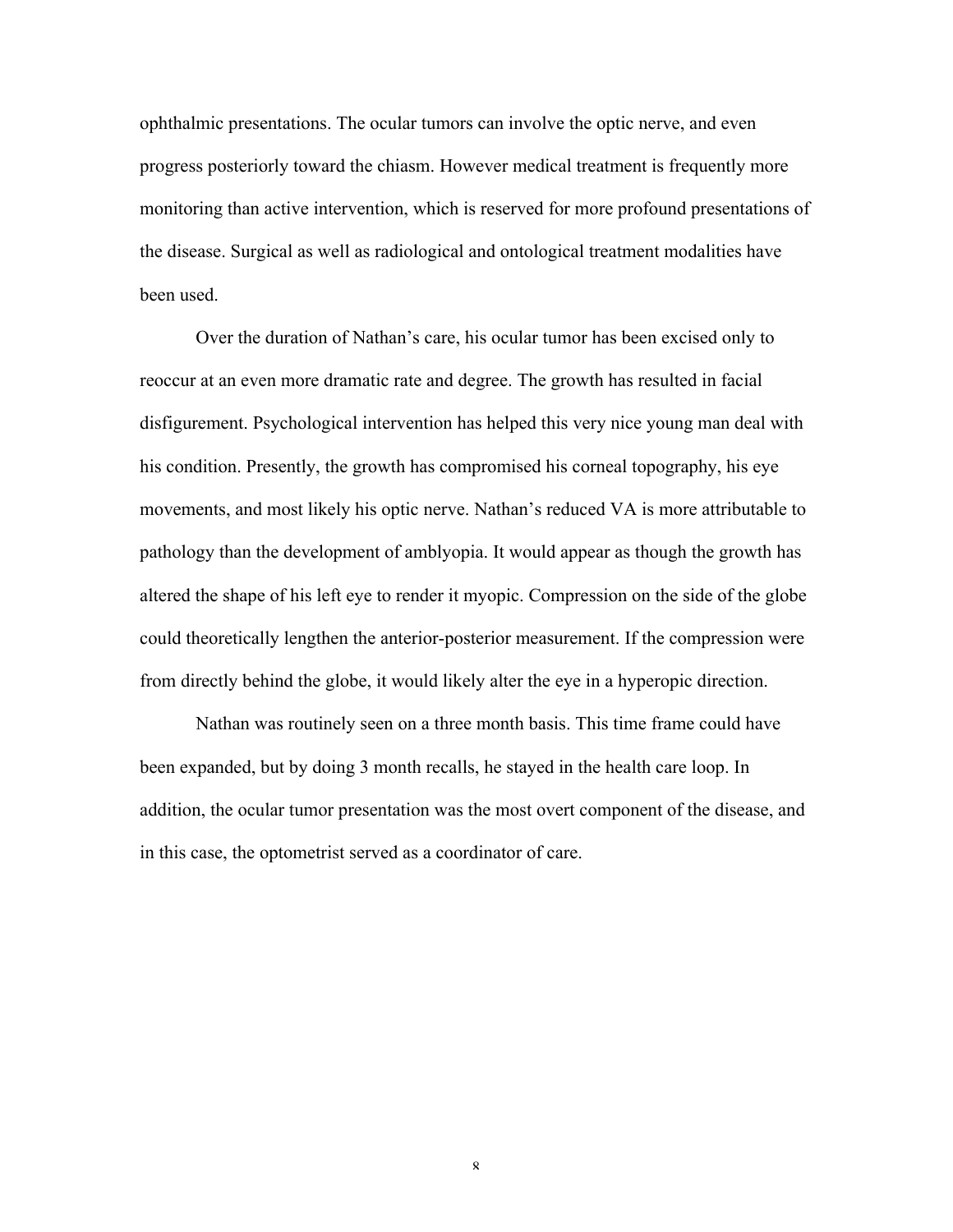ophthalmic presentations. The ocular tumors can involve the optic nerve, and even progress posteriorly toward the chiasm. However medical treatment is frequently more monitoring than active intervention, which is reserved for more profound presentations of the disease. Surgical as well as radiological and ontological treatment modalities have been used.

Over the duration of Nathan's care, his ocular tumor has been excised only to reoccur at an even more dramatic rate and degree. The growth has resulted in facial disfigurement. Psychological intervention has helped this very nice young man deal with his condition. Presently, the growth has compromised his corneal topography, his eye movements, and most likely his optic nerve. Nathan's reduced VA is more attributable to pathology than the development of amblyopia. It would appear as though the growth has altered the shape of his left eye to render it myopic. Compression on the side of the globe could theoretically lengthen the anterior-posterior measurement. If the compression were from directly behind the globe, it would likely alter the eye in a hyperopic direction.

Nathan was routinely seen on a three month basis. This time frame could have been expanded, but by doing 3 month recalls, he stayed in the health care loop. In addition, the ocular tumor presentation was the most overt component of the disease, and in this case, the optometrist served as a coordinator of care.